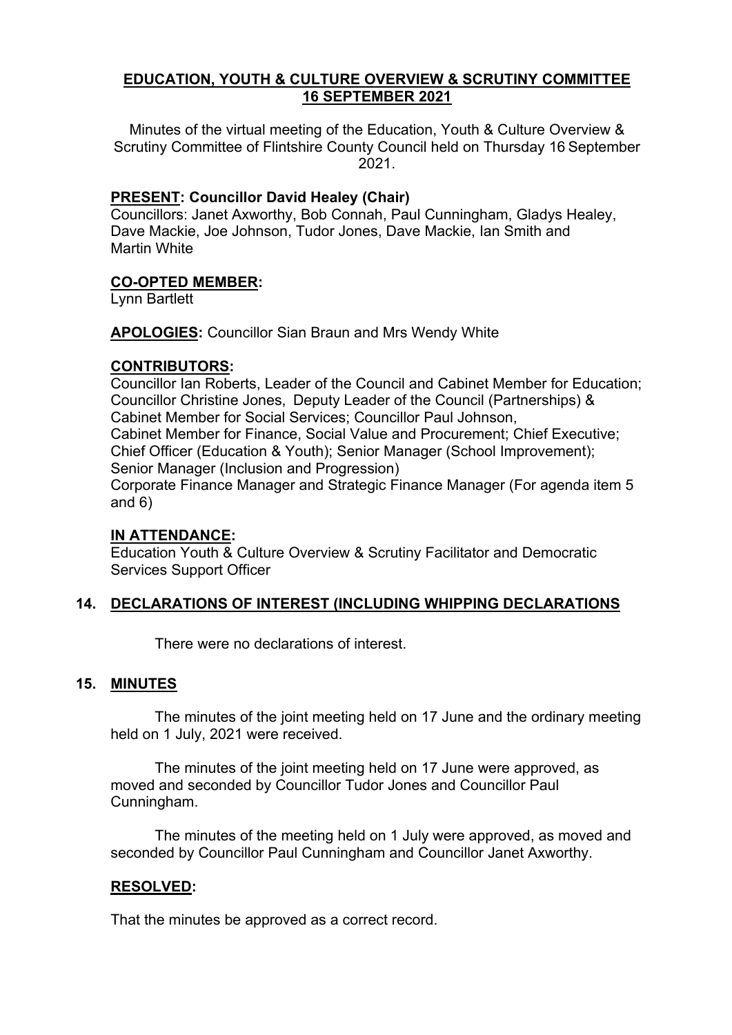# EDUCATION, YOUTH & CULTURE OVERVIEW & SCRUTINY COMMITTEE 16 SEPTEMBER 2021

Minutes of the virtual meeting of the Education, Youth & Culture Overview & Scrutiny Committee of Flintshire County Council held on Thursday 16 September 2021.

**PRESENT: Councillor David Healey (Chair)**
Councillors: Janet Axworthy, Bob Connah, Paul Cunningham, Gladys Healey, Dave Mackie, Joe Johnson, Tudor Jones, Dave Mackie, Ian Smith and Martin White

**CO-OPTED MEMBER:**
Lynn Bartlett

**APOLOGIES:** Councillor Sian Braun and Mrs Wendy White

**CONTRIBUTORS:**
Councillor Ian Roberts, Leader of the Council and Cabinet Member for Education; Councillor Christine Jones, Deputy Leader of the Council (Partnerships) & Cabinet Member for Social Services; Councillor Paul Johnson, Cabinet Member for Finance, Social Value and Procurement; Chief Executive; Chief Officer (Education & Youth); Senior Manager (School Improvement); Senior Manager (Inclusion and Progression)
Corporate Finance Manager and Strategic Finance Manager (For agenda item 5 and 6)

**IN ATTENDANCE:**
Education Youth & Culture Overview & Scrutiny Facilitator and Democratic Services Support Officer

## 14. DECLARATIONS OF INTEREST (INCLUDING WHIPPING DECLARATIONS

There were no declarations of interest.

## 15. MINUTES

The minutes of the joint meeting held on 17 June and the ordinary meeting held on 1 July, 2021 were received.

The minutes of the joint meeting held on 17 June were approved, as moved and seconded by Councillor Tudor Jones and Councillor Paul Cunningham.

The minutes of the meeting held on 1 July were approved, as moved and seconded by Councillor Paul Cunningham and Councillor Janet Axworthy.

**RESOLVED:**

That the minutes be approved as a correct record.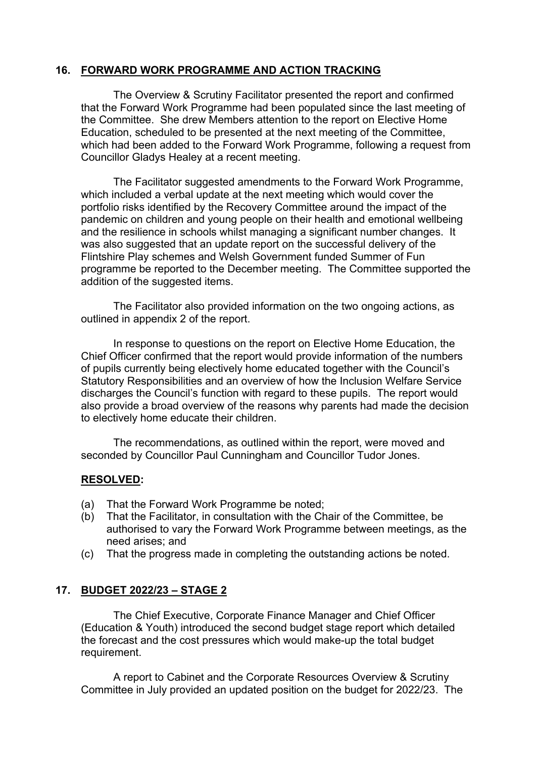## 16. FORWARD WORK PROGRAMME AND ACTION TRACKING

The Overview & Scrutiny Facilitator presented the report and confirmed that the Forward Work Programme had been populated since the last meeting of the Committee. She drew Members attention to the report on Elective Home Education, scheduled to be presented at the next meeting of the Committee, which had been added to the Forward Work Programme, following a request from Councillor Gladys Healey at a recent meeting.

The Facilitator suggested amendments to the Forward Work Programme, which included a verbal update at the next meeting which would cover the portfolio risks identified by the Recovery Committee around the impact of the pandemic on children and young people on their health and emotional wellbeing and the resilience in schools whilst managing a significant number changes. It was also suggested that an update report on the successful delivery of the Flintshire Play schemes and Welsh Government funded Summer of Fun programme be reported to the December meeting. The Committee supported the addition of the suggested items.

The Facilitator also provided information on the two ongoing actions, as outlined in appendix 2 of the report.

In response to questions on the report on Elective Home Education, the Chief Officer confirmed that the report would provide information of the numbers of pupils currently being electively home educated together with the Council's Statutory Responsibilities and an overview of how the Inclusion Welfare Service discharges the Council's function with regard to these pupils. The report would also provide a broad overview of the reasons why parents had made the decision to electively home educate their children.

The recommendations, as outlined within the report, were moved and seconded by Councillor Paul Cunningham and Councillor Tudor Jones.

**RESOLVED:**

(a) That the Forward Work Programme be noted;
(b) That the Facilitator, in consultation with the Chair of the Committee, be authorised to vary the Forward Work Programme between meetings, as the need arises; and
(c) That the progress made in completing the outstanding actions be noted.

## 17. BUDGET 2022/23 – STAGE 2

The Chief Executive, Corporate Finance Manager and Chief Officer (Education & Youth) introduced the second budget stage report which detailed the forecast and the cost pressures which would make-up the total budget requirement.

A report to Cabinet and the Corporate Resources Overview & Scrutiny Committee in July provided an updated position on the budget for 2022/23. The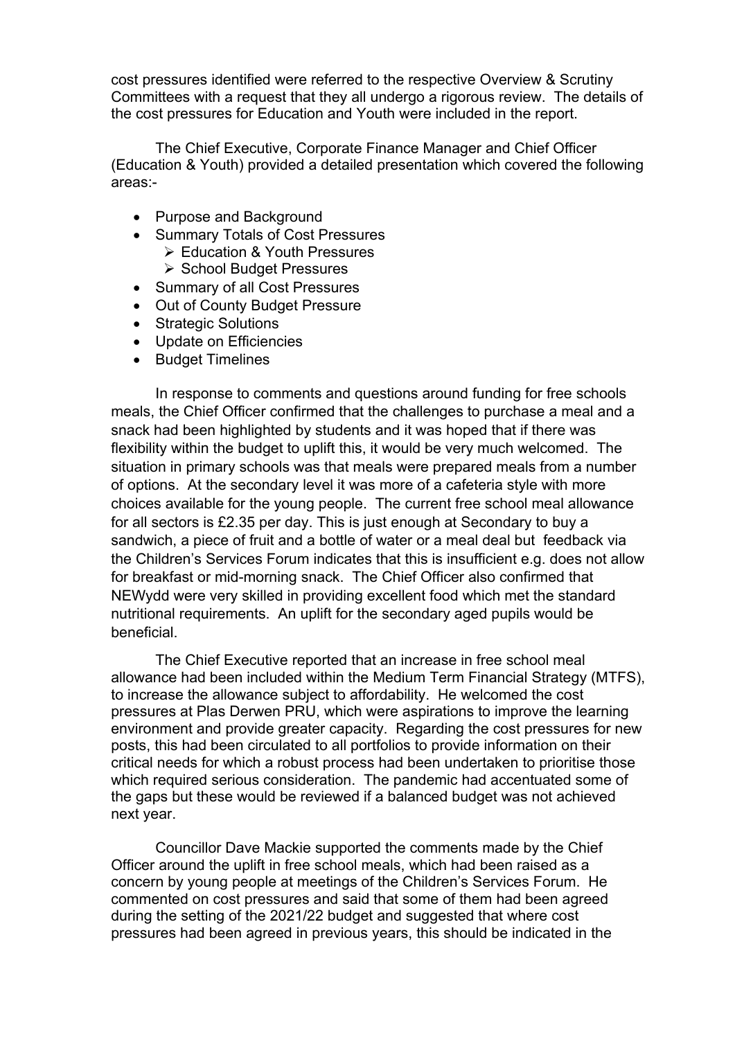cost pressures identified were referred to the respective Overview & Scrutiny Committees with a request that they all undergo a rigorous review. The details of the cost pressures for Education and Youth were included in the report.

The Chief Executive, Corporate Finance Manager and Chief Officer (Education & Youth) provided a detailed presentation which covered the following areas:-

- Purpose and Background
- Summary Totals of Cost Pressures
  - Education & Youth Pressures
  - School Budget Pressures
- Summary of all Cost Pressures
- Out of County Budget Pressure
- Strategic Solutions
- Update on Efficiencies
- Budget Timelines

In response to comments and questions around funding for free schools meals, the Chief Officer confirmed that the challenges to purchase a meal and a snack had been highlighted by students and it was hoped that if there was flexibility within the budget to uplift this, it would be very much welcomed. The situation in primary schools was that meals were prepared meals from a number of options. At the secondary level it was more of a cafeteria style with more choices available for the young people. The current free school meal allowance for all sectors is £2.35 per day. This is just enough at Secondary to buy a sandwich, a piece of fruit and a bottle of water or a meal deal but feedback via the Children's Services Forum indicates that this is insufficient e.g. does not allow for breakfast or mid-morning snack. The Chief Officer also confirmed that NEWydd were very skilled in providing excellent food which met the standard nutritional requirements. An uplift for the secondary aged pupils would be beneficial.

The Chief Executive reported that an increase in free school meal allowance had been included within the Medium Term Financial Strategy (MTFS), to increase the allowance subject to affordability. He welcomed the cost pressures at Plas Derwen PRU, which were aspirations to improve the learning environment and provide greater capacity. Regarding the cost pressures for new posts, this had been circulated to all portfolios to provide information on their critical needs for which a robust process had been undertaken to prioritise those which required serious consideration. The pandemic had accentuated some of the gaps but these would be reviewed if a balanced budget was not achieved next year.

Councillor Dave Mackie supported the comments made by the Chief Officer around the uplift in free school meals, which had been raised as a concern by young people at meetings of the Children's Services Forum. He commented on cost pressures and said that some of them had been agreed during the setting of the 2021/22 budget and suggested that where cost pressures had been agreed in previous years, this should be indicated in the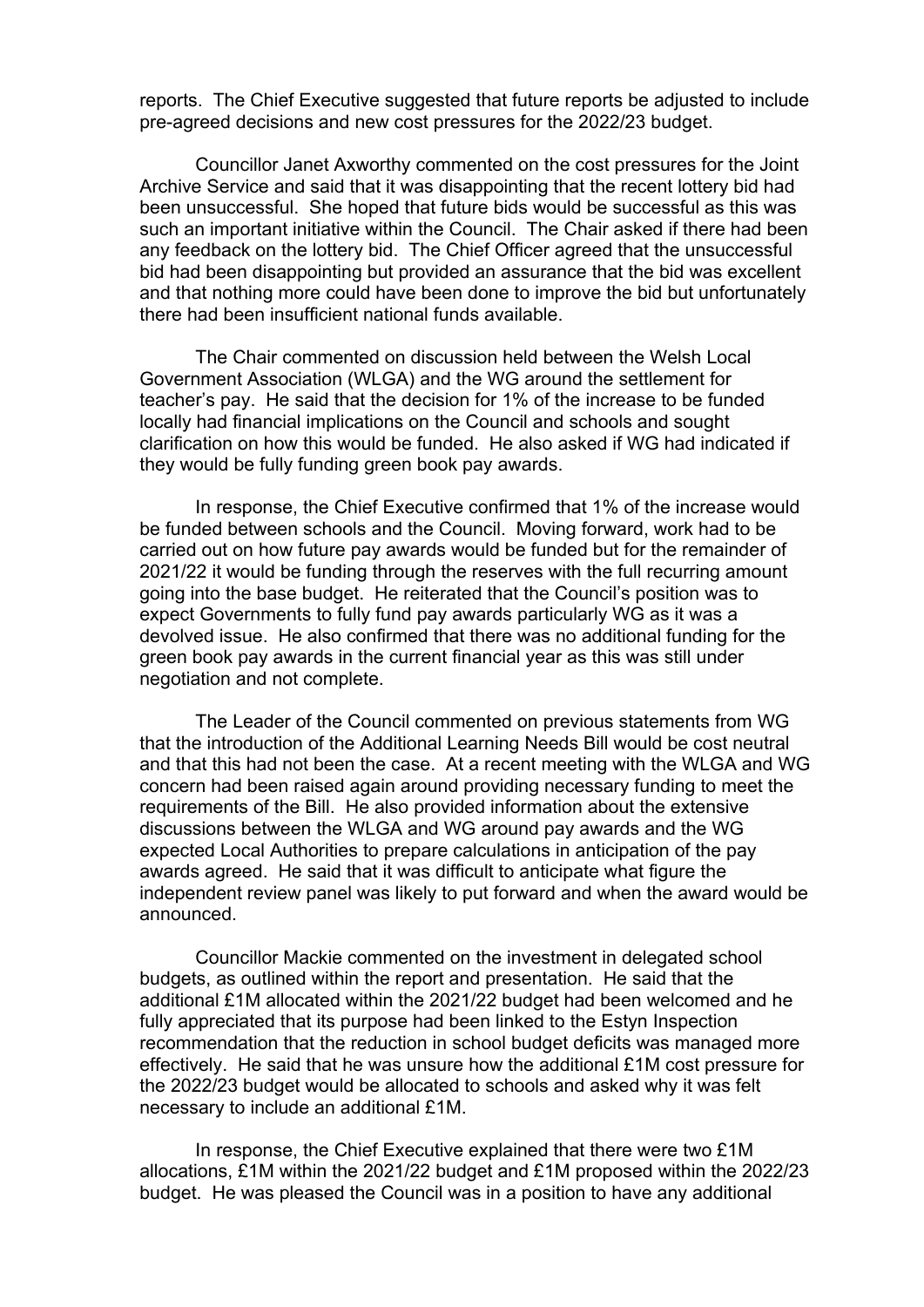reports. The Chief Executive suggested that future reports be adjusted to include pre-agreed decisions and new cost pressures for the 2022/23 budget.

Councillor Janet Axworthy commented on the cost pressures for the Joint Archive Service and said that it was disappointing that the recent lottery bid had been unsuccessful. She hoped that future bids would be successful as this was such an important initiative within the Council. The Chair asked if there had been any feedback on the lottery bid. The Chief Officer agreed that the unsuccessful bid had been disappointing but provided an assurance that the bid was excellent and that nothing more could have been done to improve the bid but unfortunately there had been insufficient national funds available.

The Chair commented on discussion held between the Welsh Local Government Association (WLGA) and the WG around the settlement for teacher's pay. He said that the decision for 1% of the increase to be funded locally had financial implications on the Council and schools and sought clarification on how this would be funded. He also asked if WG had indicated if they would be fully funding green book pay awards.

In response, the Chief Executive confirmed that 1% of the increase would be funded between schools and the Council. Moving forward, work had to be carried out on how future pay awards would be funded but for the remainder of 2021/22 it would be funding through the reserves with the full recurring amount going into the base budget. He reiterated that the Council's position was to expect Governments to fully fund pay awards particularly WG as it was a devolved issue. He also confirmed that there was no additional funding for the green book pay awards in the current financial year as this was still under negotiation and not complete.

The Leader of the Council commented on previous statements from WG that the introduction of the Additional Learning Needs Bill would be cost neutral and that this had not been the case. At a recent meeting with the WLGA and WG concern had been raised again around providing necessary funding to meet the requirements of the Bill. He also provided information about the extensive discussions between the WLGA and WG around pay awards and the WG expected Local Authorities to prepare calculations in anticipation of the pay awards agreed. He said that it was difficult to anticipate what figure the independent review panel was likely to put forward and when the award would be announced.

Councillor Mackie commented on the investment in delegated school budgets, as outlined within the report and presentation. He said that the additional £1M allocated within the 2021/22 budget had been welcomed and he fully appreciated that its purpose had been linked to the Estyn Inspection recommendation that the reduction in school budget deficits was managed more effectively. He said that he was unsure how the additional £1M cost pressure for the 2022/23 budget would be allocated to schools and asked why it was felt necessary to include an additional £1M.

In response, the Chief Executive explained that there were two £1M allocations, £1M within the 2021/22 budget and £1M proposed within the 2022/23 budget. He was pleased the Council was in a position to have any additional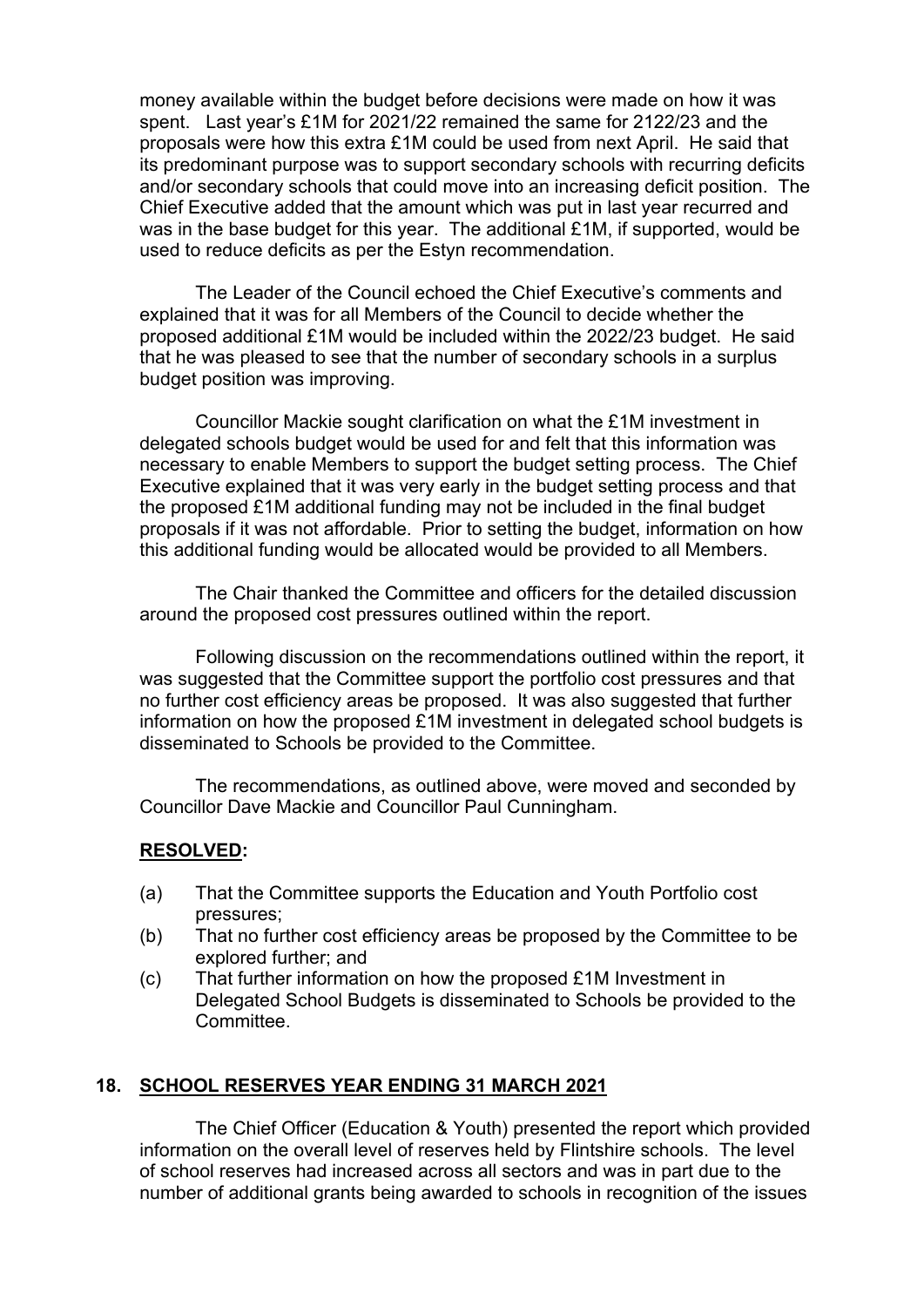money available within the budget before decisions were made on how it was spent. Last year's £1M for 2021/22 remained the same for 2122/23 and the proposals were how this extra £1M could be used from next April. He said that its predominant purpose was to support secondary schools with recurring deficits and/or secondary schools that could move into an increasing deficit position. The Chief Executive added that the amount which was put in last year recurred and was in the base budget for this year. The additional £1M, if supported, would be used to reduce deficits as per the Estyn recommendation.

The Leader of the Council echoed the Chief Executive's comments and explained that it was for all Members of the Council to decide whether the proposed additional £1M would be included within the 2022/23 budget. He said that he was pleased to see that the number of secondary schools in a surplus budget position was improving.

Councillor Mackie sought clarification on what the £1M investment in delegated schools budget would be used for and felt that this information was necessary to enable Members to support the budget setting process. The Chief Executive explained that it was very early in the budget setting process and that the proposed £1M additional funding may not be included in the final budget proposals if it was not affordable. Prior to setting the budget, information on how this additional funding would be allocated would be provided to all Members.

The Chair thanked the Committee and officers for the detailed discussion around the proposed cost pressures outlined within the report.

Following discussion on the recommendations outlined within the report, it was suggested that the Committee support the portfolio cost pressures and that no further cost efficiency areas be proposed. It was also suggested that further information on how the proposed £1M investment in delegated school budgets is disseminated to Schools be provided to the Committee.

The recommendations, as outlined above, were moved and seconded by Councillor Dave Mackie and Councillor Paul Cunningham.

**RESOLVED:**

(a) That the Committee supports the Education and Youth Portfolio cost pressures;

(b) That no further cost efficiency areas be proposed by the Committee to be explored further; and

(c) That further information on how the proposed £1M Investment in Delegated School Budgets is disseminated to Schools be provided to the Committee.

## 18. SCHOOL RESERVES YEAR ENDING 31 MARCH 2021

The Chief Officer (Education & Youth) presented the report which provided information on the overall level of reserves held by Flintshire schools. The level of school reserves had increased across all sectors and was in part due to the number of additional grants being awarded to schools in recognition of the issues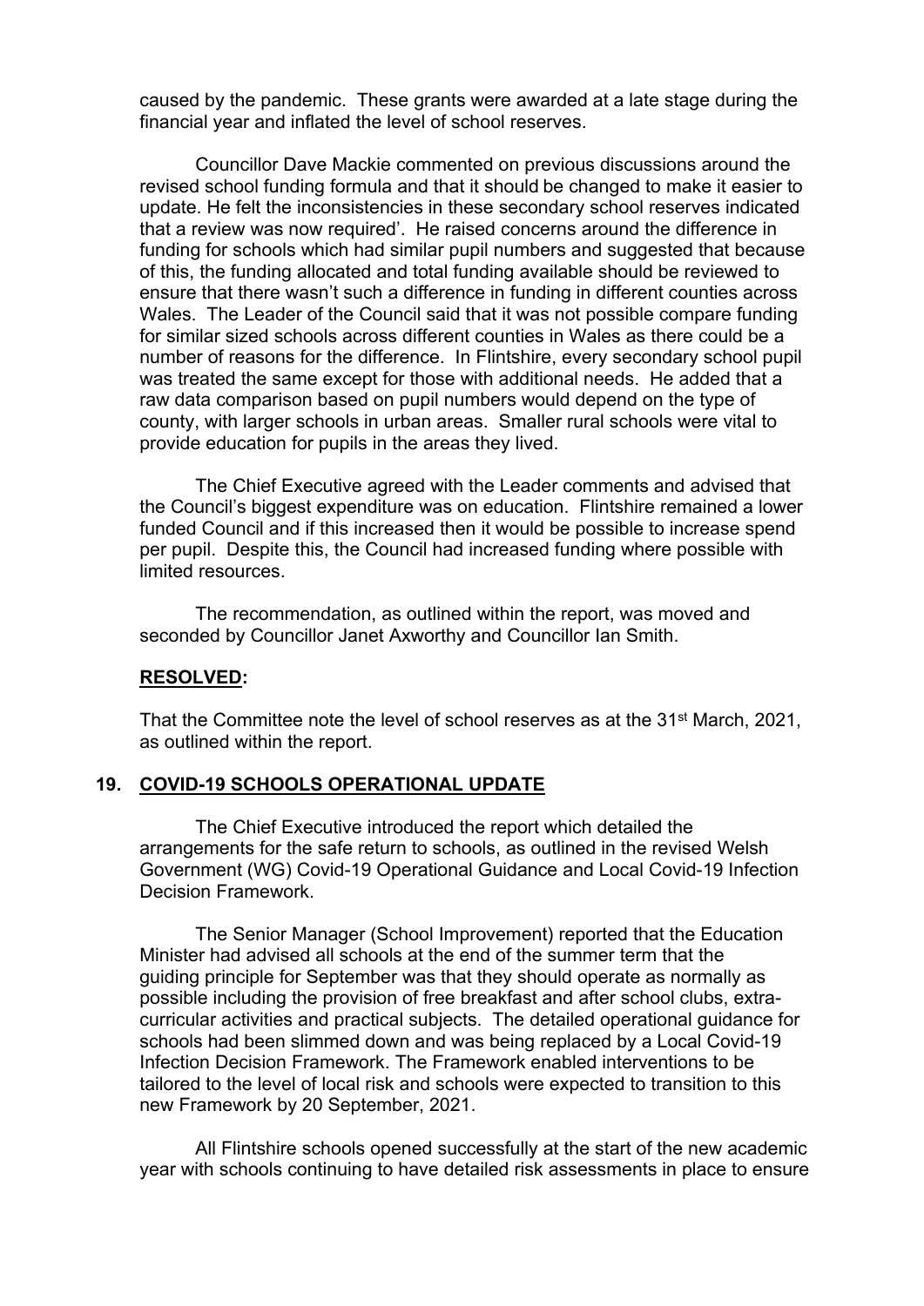caused by the pandemic. These grants were awarded at a late stage during the financial year and inflated the level of school reserves.

Councillor Dave Mackie commented on previous discussions around the revised school funding formula and that it should be changed to make it easier to update. He felt the inconsistencies in these secondary school reserves indicated that a review was now required'. He raised concerns around the difference in funding for schools which had similar pupil numbers and suggested that because of this, the funding allocated and total funding available should be reviewed to ensure that there wasn't such a difference in funding in different counties across Wales. The Leader of the Council said that it was not possible compare funding for similar sized schools across different counties in Wales as there could be a number of reasons for the difference. In Flintshire, every secondary school pupil was treated the same except for those with additional needs. He added that a raw data comparison based on pupil numbers would depend on the type of county, with larger schools in urban areas. Smaller rural schools were vital to provide education for pupils in the areas they lived.

The Chief Executive agreed with the Leader comments and advised that the Council's biggest expenditure was on education. Flintshire remained a lower funded Council and if this increased then it would be possible to increase spend per pupil. Despite this, the Council had increased funding where possible with limited resources.

The recommendation, as outlined within the report, was moved and seconded by Councillor Janet Axworthy and Councillor Ian Smith.

**RESOLVED:**

That the Committee note the level of school reserves as at the 31st March, 2021, as outlined within the report.

## 19. COVID-19 SCHOOLS OPERATIONAL UPDATE

The Chief Executive introduced the report which detailed the arrangements for the safe return to schools, as outlined in the revised Welsh Government (WG) Covid-19 Operational Guidance and Local Covid-19 Infection Decision Framework.

The Senior Manager (School Improvement) reported that the Education Minister had advised all schools at the end of the summer term that the guiding principle for September was that they should operate as normally as possible including the provision of free breakfast and after school clubs, extra-curricular activities and practical subjects. The detailed operational guidance for schools had been slimmed down and was being replaced by a Local Covid-19 Infection Decision Framework. The Framework enabled interventions to be tailored to the level of local risk and schools were expected to transition to this new Framework by 20 September, 2021.

All Flintshire schools opened successfully at the start of the new academic year with schools continuing to have detailed risk assessments in place to ensure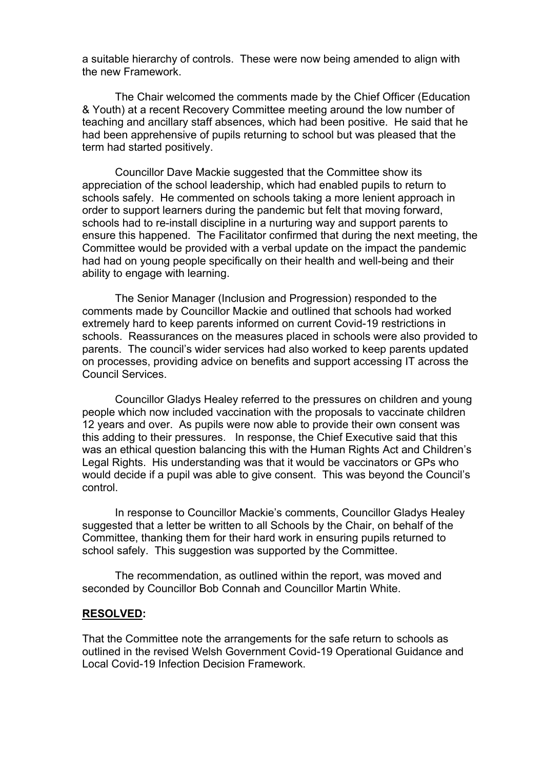a suitable hierarchy of controls. These were now being amended to align with the new Framework.

The Chair welcomed the comments made by the Chief Officer (Education & Youth) at a recent Recovery Committee meeting around the low number of teaching and ancillary staff absences, which had been positive. He said that he had been apprehensive of pupils returning to school but was pleased that the term had started positively.

Councillor Dave Mackie suggested that the Committee show its appreciation of the school leadership, which had enabled pupils to return to schools safely. He commented on schools taking a more lenient approach in order to support learners during the pandemic but felt that moving forward, schools had to re-install discipline in a nurturing way and support parents to ensure this happened. The Facilitator confirmed that during the next meeting, the Committee would be provided with a verbal update on the impact the pandemic had had on young people specifically on their health and well-being and their ability to engage with learning.

The Senior Manager (Inclusion and Progression) responded to the comments made by Councillor Mackie and outlined that schools had worked extremely hard to keep parents informed on current Covid-19 restrictions in schools. Reassurances on the measures placed in schools were also provided to parents. The council's wider services had also worked to keep parents updated on processes, providing advice on benefits and support accessing IT across the Council Services.

Councillor Gladys Healey referred to the pressures on children and young people which now included vaccination with the proposals to vaccinate children 12 years and over. As pupils were now able to provide their own consent was this adding to their pressures. In response, the Chief Executive said that this was an ethical question balancing this with the Human Rights Act and Children's Legal Rights. His understanding was that it would be vaccinators or GPs who would decide if a pupil was able to give consent. This was beyond the Council's control.

In response to Councillor Mackie's comments, Councillor Gladys Healey suggested that a letter be written to all Schools by the Chair, on behalf of the Committee, thanking them for their hard work in ensuring pupils returned to school safely. This suggestion was supported by the Committee.

The recommendation, as outlined within the report, was moved and seconded by Councillor Bob Connah and Councillor Martin White.

**RESOLVED:**

That the Committee note the arrangements for the safe return to schools as outlined in the revised Welsh Government Covid-19 Operational Guidance and Local Covid-19 Infection Decision Framework.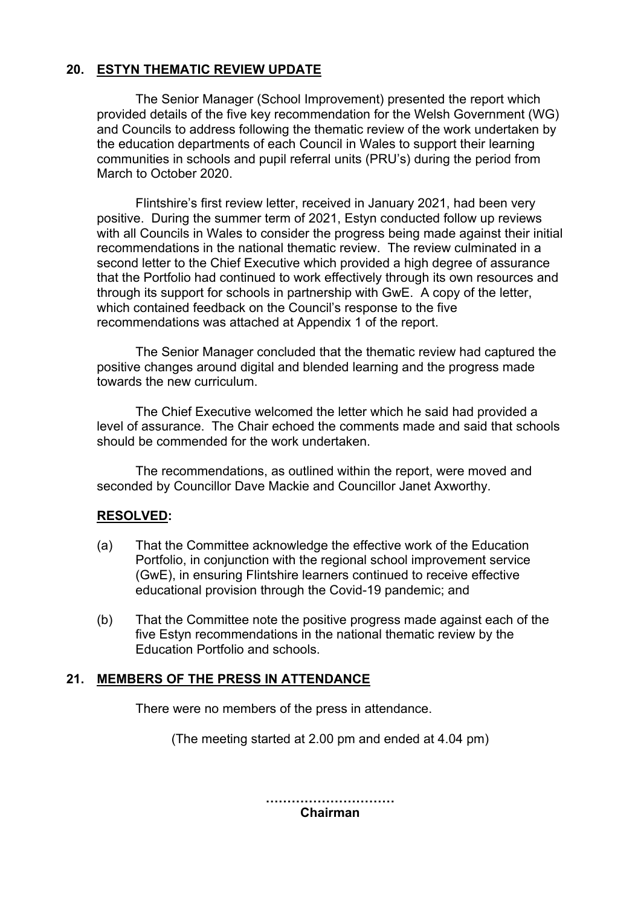## 20. ESTYN THEMATIC REVIEW UPDATE

The Senior Manager (School Improvement) presented the report which provided details of the five key recommendation for the Welsh Government (WG) and Councils to address following the thematic review of the work undertaken by the education departments of each Council in Wales to support their learning communities in schools and pupil referral units (PRU's) during the period from March to October 2020.

Flintshire's first review letter, received in January 2021, had been very positive. During the summer term of 2021, Estyn conducted follow up reviews with all Councils in Wales to consider the progress being made against their initial recommendations in the national thematic review. The review culminated in a second letter to the Chief Executive which provided a high degree of assurance that the Portfolio had continued to work effectively through its own resources and through its support for schools in partnership with GwE. A copy of the letter, which contained feedback on the Council's response to the five recommendations was attached at Appendix 1 of the report.

The Senior Manager concluded that the thematic review had captured the positive changes around digital and blended learning and the progress made towards the new curriculum.

The Chief Executive welcomed the letter which he said had provided a level of assurance. The Chair echoed the comments made and said that schools should be commended for the work undertaken.

The recommendations, as outlined within the report, were moved and seconded by Councillor Dave Mackie and Councillor Janet Axworthy.

**RESOLVED:**

(a) That the Committee acknowledge the effective work of the Education Portfolio, in conjunction with the regional school improvement service (GwE), in ensuring Flintshire learners continued to receive effective educational provision through the Covid-19 pandemic; and

(b) That the Committee note the positive progress made against each of the five Estyn recommendations in the national thematic review by the Education Portfolio and schools.

## 21. MEMBERS OF THE PRESS IN ATTENDANCE

There were no members of the press in attendance.

(The meeting started at 2.00 pm and ended at 4.04 pm)

…………………………
**Chairman**